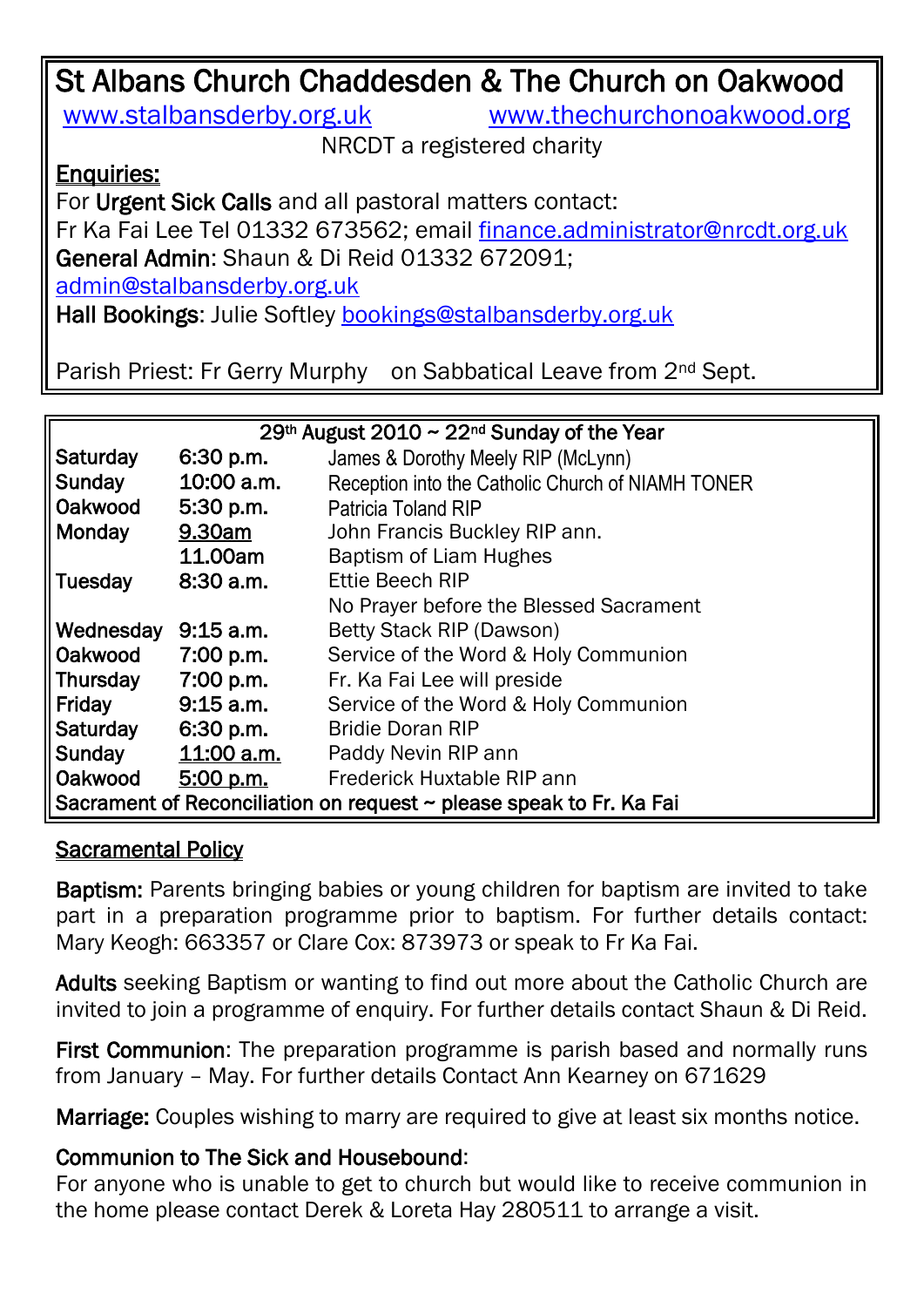# St Albans Church Chaddesden & The Church on Oakwood

www.stalbansderby.org.uk www.thechurchonoakwood.org

NRCDT a registered charity

**Enquiries:**

For **Urgent Sick Calls** and all pastoral matters contact:
Fr Ka Fai Lee Tel 01332 673562; email finance.administrator@nrcdt.org.uk
**General Admin**: Shaun & Di Reid 01332 672091;
admin@stalbansderby.org.uk
**Hall Bookings**: Julie Softley bookings@stalbansderby.org.uk

Parish Priest: Fr Gerry Murphy on Sabbatical Leave from 2nd Sept.

| 29th August 2010 ~ 22nd Sunday of the Year | | |
|---|---|---|
| **Saturday** | **6:30 p.m.** | James & Dorothy Meely RIP (McLynn) |
| **Sunday** | **10:00 a.m.** | Reception into the Catholic Church of NIAMH TONER |
| **Oakwood** | **5:30 p.m.** | Patricia Toland RIP |
| **Monday** | **9.30am** | John Francis Buckley RIP ann. |
| | **11.00am** | Baptism of Liam Hughes |
| **Tuesday** | **8:30 a.m.** | Ettie Beech RIP |
| | | No Prayer before the Blessed Sacrament |
| **Wednesday** | **9:15 a.m.** | Betty Stack RIP (Dawson) |
| **Oakwood** | **7:00 p.m.** | Service of the Word & Holy Communion |
| **Thursday** | **7:00 p.m.** | Fr. Ka Fai Lee will preside |
| **Friday** | **9:15 a.m.** | Service of the Word & Holy Communion |
| **Saturday** | **6:30 p.m.** | Bridie Doran RIP |
| **Sunday** | **11:00 a.m.** | Paddy Nevin RIP ann |
| **Oakwood** | **5:00 p.m.** | Frederick Huxtable RIP ann |
| **Sacrament of Reconciliation on request ~ please speak to Fr. Ka Fai** | | |

## Sacramental Policy

**Baptism:** Parents bringing babies or young children for baptism are invited to take part in a preparation programme prior to baptism. For further details contact: Mary Keogh: 663357 or Clare Cox: 873973 or speak to Fr Ka Fai.

**Adults** seeking Baptism or wanting to find out more about the Catholic Church are invited to join a programme of enquiry. For further details contact Shaun & Di Reid.

**First Communion**: The preparation programme is parish based and normally runs from January – May. For further details Contact Ann Kearney on 671629

**Marriage:** Couples wishing to marry are required to give at least six months notice.

**Communion to The Sick and Housebound**:
For anyone who is unable to get to church but would like to receive communion in the home please contact Derek & Loreta Hay 280511 to arrange a visit.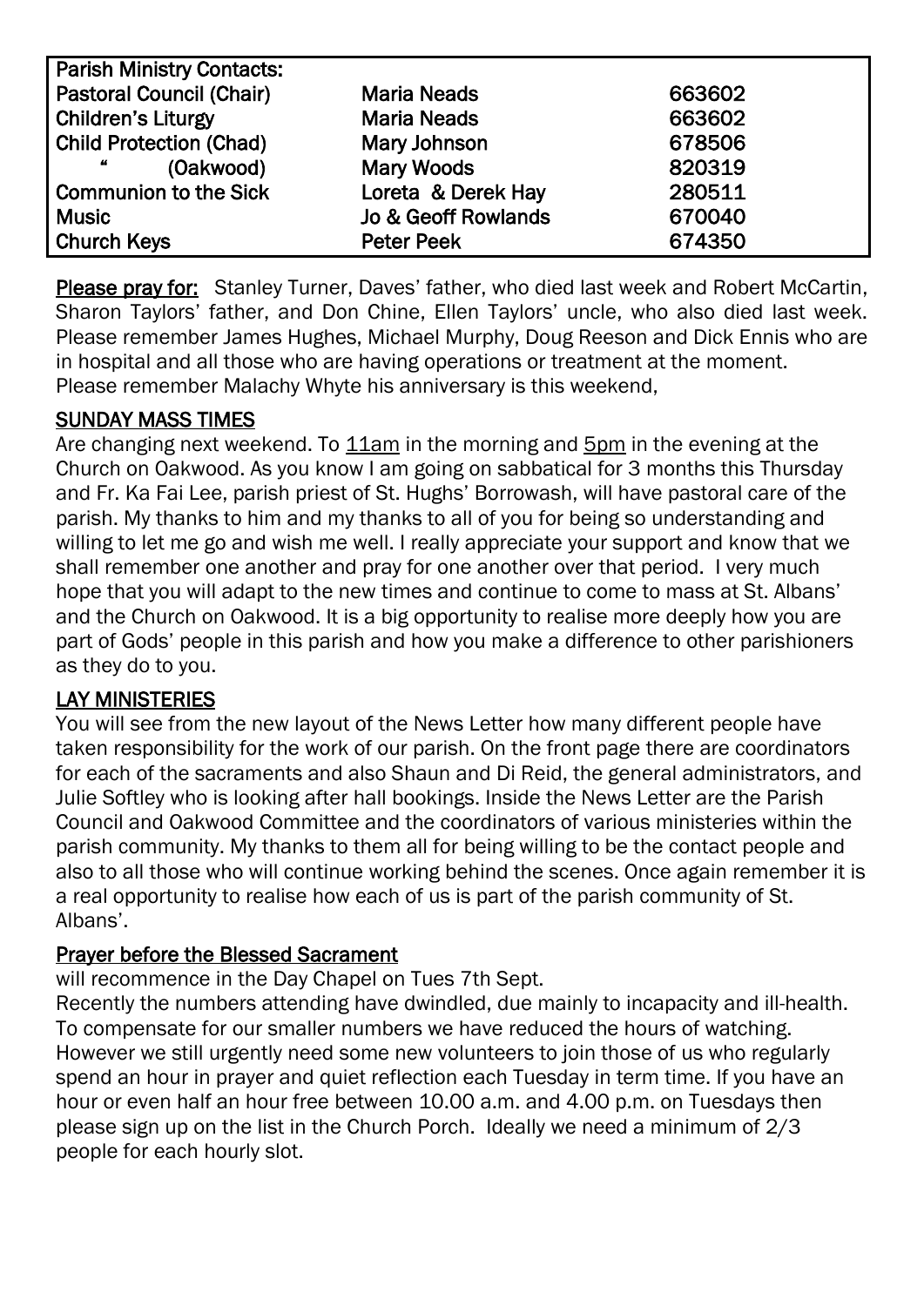| Parish Ministry Contacts: | | |
|---|---|---|
| Pastoral Council (Chair) | Maria Neads | 663602 |
| Children's Liturgy | Maria Neads | 663602 |
| Child Protection (Chad) | Mary Johnson | 678506 |
| " (Oakwood) | Mary Woods | 820319 |
| Communion to the Sick | Loreta & Derek Hay | 280511 |
| Music | Jo & Geoff Rowlands | 670040 |
| Church Keys | Peter Peek | 674350 |

**Please pray for:** Stanley Turner, Daves' father, who died last week and Robert McCartin, Sharon Taylors' father, and Don Chine, Ellen Taylors' uncle, who also died last week. Please remember James Hughes, Michael Murphy, Doug Reeson and Dick Ennis who are in hospital and all those who are having operations or treatment at the moment. Please remember Malachy Whyte his anniversary is this weekend,

## SUNDAY MASS TIMES

Are changing next weekend. To 11am in the morning and 5pm in the evening at the Church on Oakwood. As you know I am going on sabbatical for 3 months this Thursday and Fr. Ka Fai Lee, parish priest of St. Hughs' Borrowash, will have pastoral care of the parish. My thanks to him and my thanks to all of you for being so understanding and willing to let me go and wish me well. I really appreciate your support and know that we shall remember one another and pray for one another over that period. I very much hope that you will adapt to the new times and continue to come to mass at St. Albans' and the Church on Oakwood. It is a big opportunity to realise more deeply how you are part of Gods' people in this parish and how you make a difference to other parishioners as they do to you.

## LAY MINISTERIES

You will see from the new layout of the News Letter how many different people have taken responsibility for the work of our parish. On the front page there are coordinators for each of the sacraments and also Shaun and Di Reid, the general administrators, and Julie Softley who is looking after hall bookings. Inside the News Letter are the Parish Council and Oakwood Committee and the coordinators of various ministeries within the parish community. My thanks to them all for being willing to be the contact people and also to all those who will continue working behind the scenes. Once again remember it is a real opportunity to realise how each of us is part of the parish community of St. Albans'.

## Prayer before the Blessed Sacrament

will recommence in the Day Chapel on Tues 7th Sept.

Recently the numbers attending have dwindled, due mainly to incapacity and ill-health. To compensate for our smaller numbers we have reduced the hours of watching. However we still urgently need some new volunteers to join those of us who regularly spend an hour in prayer and quiet reflection each Tuesday in term time. If you have an hour or even half an hour free between 10.00 a.m. and 4.00 p.m. on Tuesdays then please sign up on the list in the Church Porch. Ideally we need a minimum of 2/3 people for each hourly slot.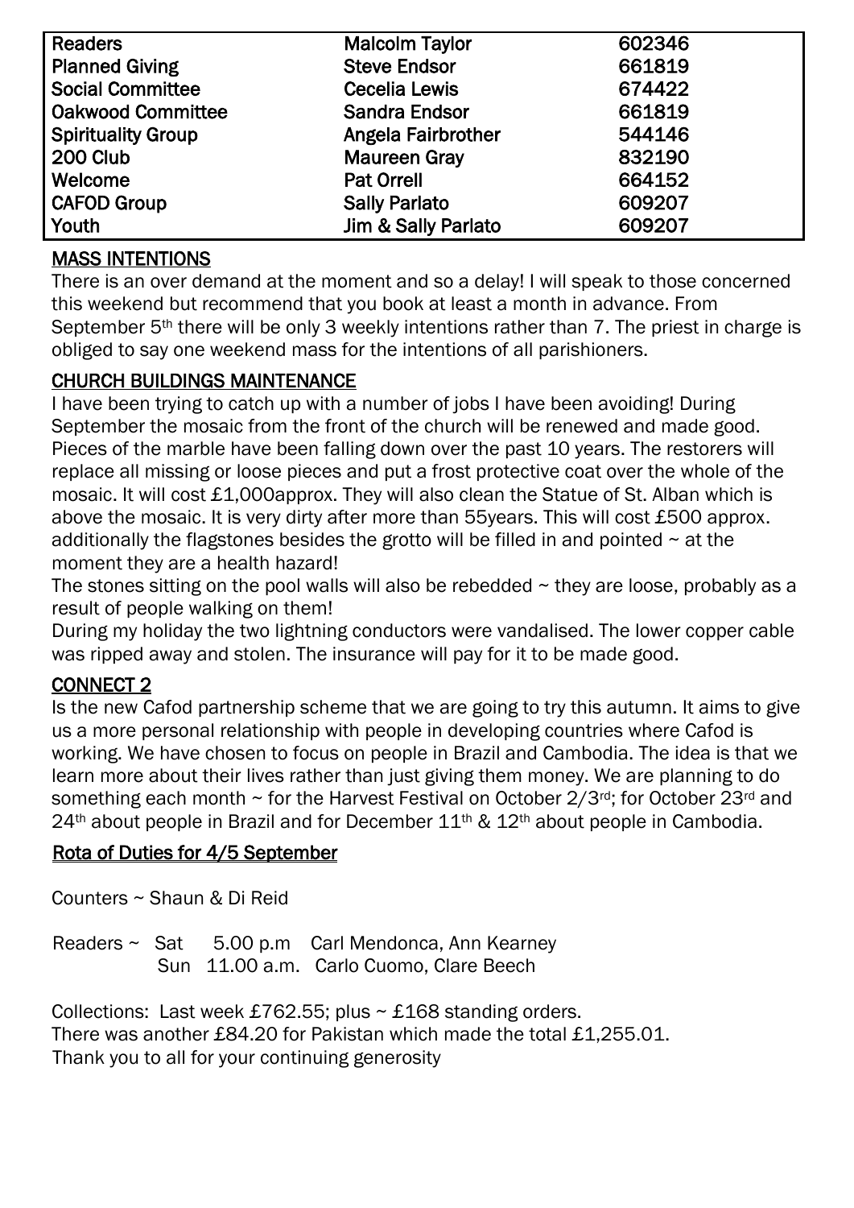| Readers | Malcolm Taylor | 602346 |
|---|---|---|
| Planned Giving | Steve Endsor | 661819 |
| Social Committee | Cecelia Lewis | 674422 |
| Oakwood Committee | Sandra Endsor | 661819 |
| Spirituality Group | Angela Fairbrother | 544146 |
| 200 Club | Maureen Gray | 832190 |
| Welcome | Pat Orrell | 664152 |
| CAFOD Group | Sally Parlato | 609207 |
| Youth | Jim & Sally Parlato | 609207 |

## MASS INTENTIONS

There is an over demand at the moment and so a delay! I will speak to those concerned this weekend but recommend that you book at least a month in advance. From September 5th there will be only 3 weekly intentions rather than 7. The priest in charge is obliged to say one weekend mass for the intentions of all parishioners.

## CHURCH BUILDINGS MAINTENANCE

I have been trying to catch up with a number of jobs I have been avoiding! During September the mosaic from the front of the church will be renewed and made good. Pieces of the marble have been falling down over the past 10 years. The restorers will replace all missing or loose pieces and put a frost protective coat over the whole of the mosaic. It will cost £1,000approx. They will also clean the Statue of St. Alban which is above the mosaic. It is very dirty after more than 55years. This will cost £500 approx. additionally the flagstones besides the grotto will be filled in and pointed ~ at the moment they are a health hazard!

The stones sitting on the pool walls will also be rebedded ~ they are loose, probably as a result of people walking on them!

During my holiday the two lightning conductors were vandalised. The lower copper cable was ripped away and stolen. The insurance will pay for it to be made good.

## CONNECT 2

Is the new Cafod partnership scheme that we are going to try this autumn. It aims to give us a more personal relationship with people in developing countries where Cafod is working. We have chosen to focus on people in Brazil and Cambodia. The idea is that we learn more about their lives rather than just giving them money. We are planning to do something each month ~ for the Harvest Festival on October 2/3rd; for October 23rd and 24th about people in Brazil and for December 11th & 12th about people in Cambodia.

## Rota of Duties for 4/5 September

Counters ~ Shaun & Di Reid

Readers ~ Sat 5.00 p.m Carl Mendonca, Ann Kearney
Sun 11.00 a.m. Carlo Cuomo, Clare Beech

Collections: Last week £762.55; plus ~ £168 standing orders.
There was another £84.20 for Pakistan which made the total £1,255.01.
Thank you to all for your continuing generosity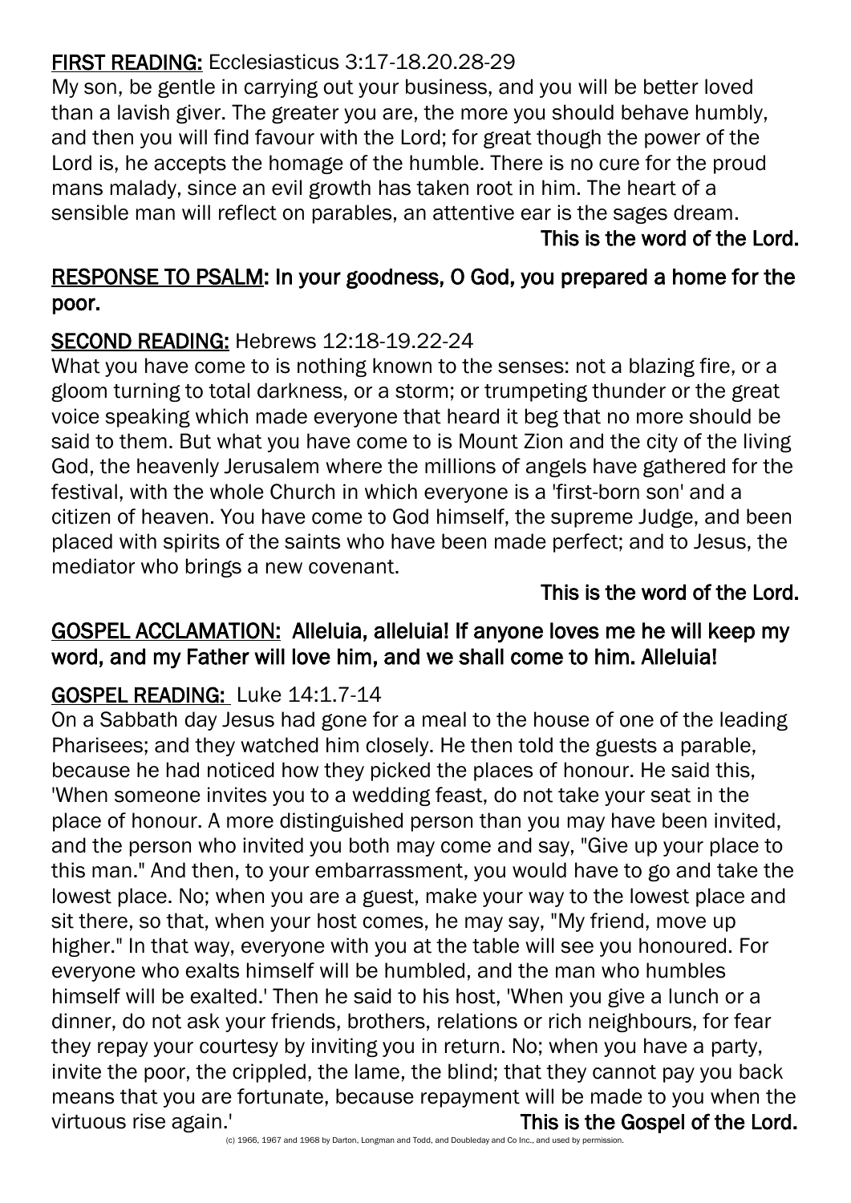**<u>FIRST READING:</u>** Ecclesiasticus 3:17-18.20.28-29

My son, be gentle in carrying out your business, and you will be better loved than a lavish giver. The greater you are, the more you should behave humbly, and then you will find favour with the Lord; for great though the power of the Lord is, he accepts the homage of the humble. There is no cure for the proud mans malady, since an evil growth has taken root in him. The heart of a sensible man will reflect on parables, an attentive ear is the sages dream.

**This is the word of the Lord.**

**<u>RESPONSE TO PSALM</u>: In your goodness, O God, you prepared a home for the poor.**

**<u>SECOND READING:</u>** Hebrews 12:18-19.22-24

What you have come to is nothing known to the senses: not a blazing fire, or a gloom turning to total darkness, or a storm; or trumpeting thunder or the great voice speaking which made everyone that heard it beg that no more should be said to them. But what you have come to is Mount Zion and the city of the living God, the heavenly Jerusalem where the millions of angels have gathered for the festival, with the whole Church in which everyone is a 'first-born son' and a citizen of heaven. You have come to God himself, the supreme Judge, and been placed with spirits of the saints who have been made perfect; and to Jesus, the mediator who brings a new covenant.

**This is the word of the Lord.**

**<u>GOSPEL ACCLAMATION:</u> Alleluia, alleluia! If anyone loves me he will keep my word, and my Father will love him, and we shall come to him. Alleluia!**

**<u>GOSPEL READING:</u>** Luke 14:1.7-14

On a Sabbath day Jesus had gone for a meal to the house of one of the leading Pharisees; and they watched him closely. He then told the guests a parable, because he had noticed how they picked the places of honour. He said this, 'When someone invites you to a wedding feast, do not take your seat in the place of honour. A more distinguished person than you may have been invited, and the person who invited you both may come and say, "Give up your place to this man." And then, to your embarrassment, you would have to go and take the lowest place. No; when you are a guest, make your way to the lowest place and sit there, so that, when your host comes, he may say, "My friend, move up higher." In that way, everyone with you at the table will see you honoured. For everyone who exalts himself will be humbled, and the man who humbles himself will be exalted.' Then he said to his host, 'When you give a lunch or a dinner, do not ask your friends, brothers, relations or rich neighbours, for fear they repay your courtesy by inviting you in return. No; when you have a party, invite the poor, the crippled, the lame, the blind; that they cannot pay you back means that you are fortunate, because repayment will be made to you when the virtuous rise again.'

**This is the Gospel of the Lord.**

(c) 1966, 1967 and 1968 by Darton, Longman and Todd, and Doubleday and Co Inc., and used by permission.